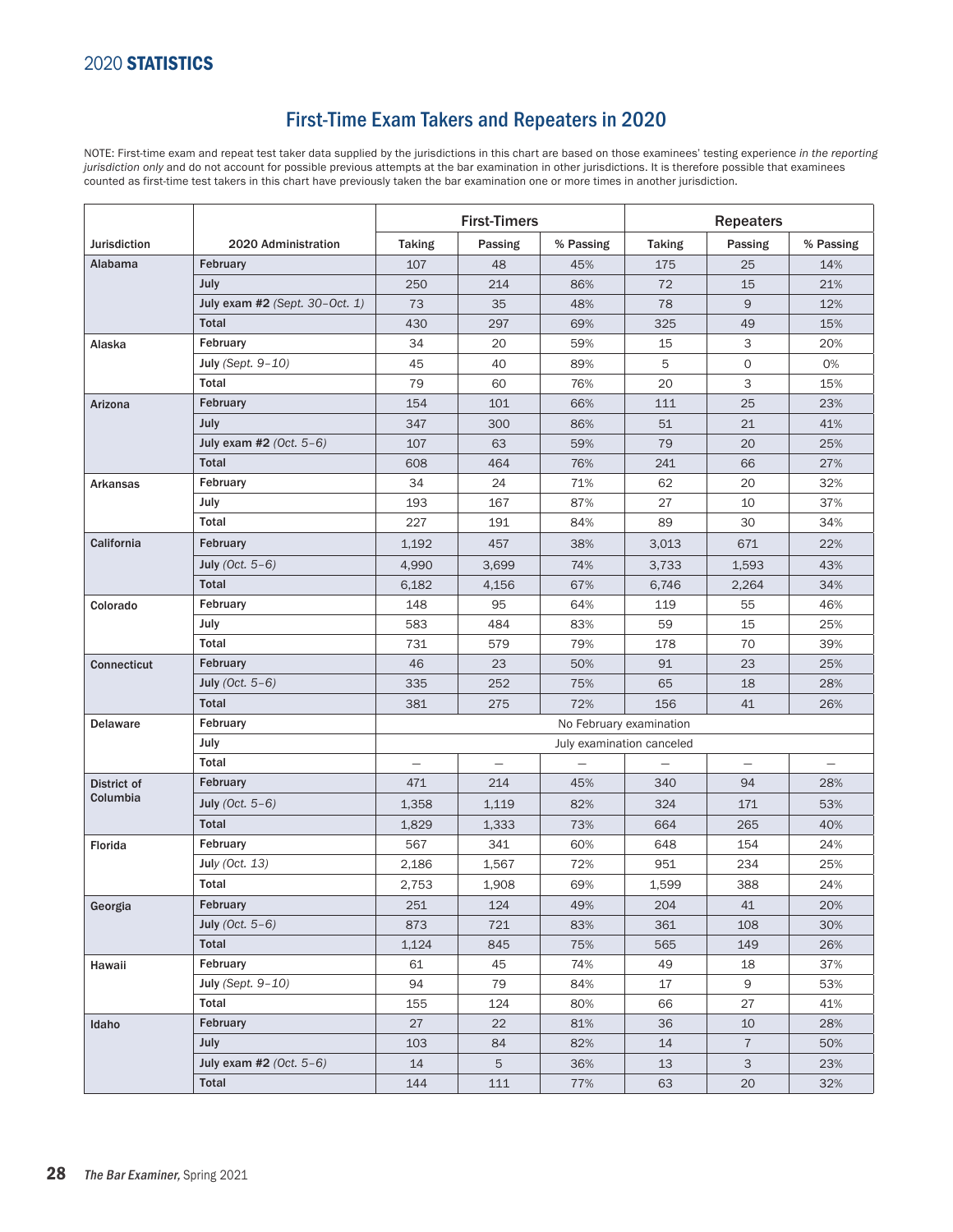## First-Time Exam Takers and Repeaters in 2020

NOTE: First-time exam and repeat test taker data supplied by the jurisdictions in this chart are based on those examinees' testing experience *in the reporting jurisdiction only* and do not account for possible previous attempts at the bar examination in other jurisdictions. It is therefore possible that examinees counted as first-time test takers in this chart have previously taken the bar examination one or more times in another jurisdiction.

| | | First-Timers | | | Repeaters | | |
|---|---|---|---|---|---|---|---|
| **Jurisdiction** | **2020 Administration** | **Taking** | **Passing** | **% Passing** | **Taking** | **Passing** | **% Passing** |
| **Alabama** | **February** | 107 | 48 | 45% | 175 | 25 | 14% |
| | **July** | 250 | 214 | 86% | 72 | 15 | 21% |
| | **July exam #2** *(Sept. 30–Oct. 1)* | 73 | 35 | 48% | 78 | 9 | 12% |
| | **Total** | 430 | 297 | 69% | 325 | 49 | 15% |
| **Alaska** | **February** | 34 | 20 | 59% | 15 | 3 | 20% |
| | **July** *(Sept. 9–10)* | 45 | 40 | 89% | 5 | 0 | 0% |
| | **Total** | 79 | 60 | 76% | 20 | 3 | 15% |
| **Arizona** | **February** | 154 | 101 | 66% | 111 | 25 | 23% |
| | **July** | 347 | 300 | 86% | 51 | 21 | 41% |
| | **July exam #2** *(Oct. 5–6)* | 107 | 63 | 59% | 79 | 20 | 25% |
| | **Total** | 608 | 464 | 76% | 241 | 66 | 27% |
| **Arkansas** | **February** | 34 | 24 | 71% | 62 | 20 | 32% |
| | **July** | 193 | 167 | 87% | 27 | 10 | 37% |
| | **Total** | 227 | 191 | 84% | 89 | 30 | 34% |
| **California** | **February** | 1,192 | 457 | 38% | 3,013 | 671 | 22% |
| | **July** *(Oct. 5–6)* | 4,990 | 3,699 | 74% | 3,733 | 1,593 | 43% |
| | **Total** | 6,182 | 4,156 | 67% | 6,746 | 2,264 | 34% |
| **Colorado** | **February** | 148 | 95 | 64% | 119 | 55 | 46% |
| | **July** | 583 | 484 | 83% | 59 | 15 | 25% |
| | **Total** | 731 | 579 | 79% | 178 | 70 | 39% |
| **Connecticut** | **February** | 46 | 23 | 50% | 91 | 23 | 25% |
| | **July** *(Oct. 5–6)* | 335 | 252 | 75% | 65 | 18 | 28% |
| | **Total** | 381 | 275 | 72% | 156 | 41 | 26% |
| **Delaware** | **February** | No February examination | | | | | |
| | **July** | July examination canceled | | | | | |
| | **Total** | — | — | — | — | — | — |
| **District of Columbia** | **February** | 471 | 214 | 45% | 340 | 94 | 28% |
| | **July** *(Oct. 5–6)* | 1,358 | 1,119 | 82% | 324 | 171 | 53% |
| | **Total** | 1,829 | 1,333 | 73% | 664 | 265 | 40% |
| **Florida** | **February** | 567 | 341 | 60% | 648 | 154 | 24% |
| | **July** *(Oct. 13)* | 2,186 | 1,567 | 72% | 951 | 234 | 25% |
| | **Total** | 2,753 | 1,908 | 69% | 1,599 | 388 | 24% |
| **Georgia** | **February** | 251 | 124 | 49% | 204 | 41 | 20% |
| | **July** *(Oct. 5–6)* | 873 | 721 | 83% | 361 | 108 | 30% |
| | **Total** | 1,124 | 845 | 75% | 565 | 149 | 26% |
| **Hawaii** | **February** | 61 | 45 | 74% | 49 | 18 | 37% |
| | **July** *(Sept. 9–10)* | 94 | 79 | 84% | 17 | 9 | 53% |
| | **Total** | 155 | 124 | 80% | 66 | 27 | 41% |
| **Idaho** | **February** | 27 | 22 | 81% | 36 | 10 | 28% |
| | **July** | 103 | 84 | 82% | 14 | 7 | 50% |
| | **July exam #2** *(Oct. 5–6)* | 14 | 5 | 36% | 13 | 3 | 23% |
| | **Total** | 144 | 111 | 77% | 63 | 20 | 32% |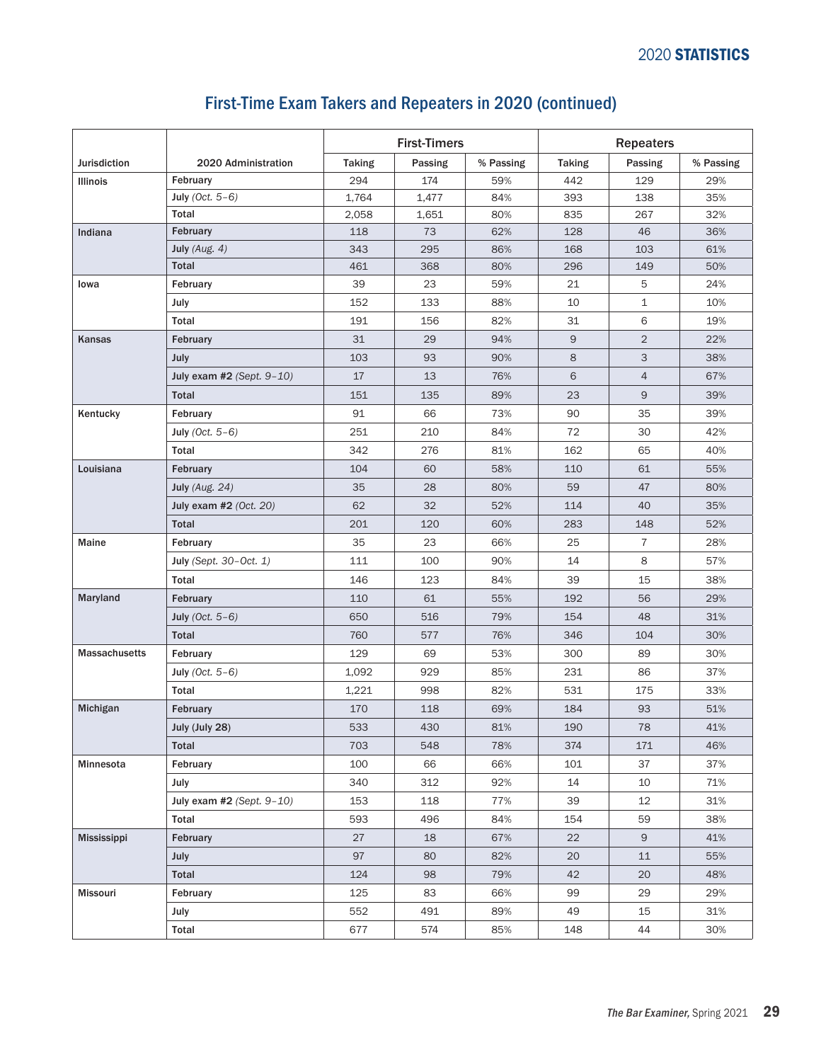## First-Time Exam Takers and Repeaters in 2020 (continued)

| Jurisdiction | 2020 Administration | First-Timers | | | Repeaters | | |
|---|---|---|---|---|---|---|---|
| | | Taking | Passing | % Passing | Taking | Passing | % Passing |
| Illinois | **February** | 294 | 174 | 59% | 442 | 129 | 29% |
| | **July** *(Oct. 5–6)* | 1,764 | 1,477 | 84% | 393 | 138 | 35% |
| | **Total** | 2,058 | 1,651 | 80% | 835 | 267 | 32% |
| Indiana | **February** | 118 | 73 | 62% | 128 | 46 | 36% |
| | **July** *(Aug. 4)* | 343 | 295 | 86% | 168 | 103 | 61% |
| | **Total** | 461 | 368 | 80% | 296 | 149 | 50% |
| Iowa | **February** | 39 | 23 | 59% | 21 | 5 | 24% |
| | **July** | 152 | 133 | 88% | 10 | 1 | 10% |
| | **Total** | 191 | 156 | 82% | 31 | 6 | 19% |
| Kansas | **February** | 31 | 29 | 94% | 9 | 2 | 22% |
| | **July** | 103 | 93 | 90% | 8 | 3 | 38% |
| | **July exam #2** *(Sept. 9–10)* | 17 | 13 | 76% | 6 | 4 | 67% |
| | **Total** | 151 | 135 | 89% | 23 | 9 | 39% |
| Kentucky | **February** | 91 | 66 | 73% | 90 | 35 | 39% |
| | **July** *(Oct. 5–6)* | 251 | 210 | 84% | 72 | 30 | 42% |
| | **Total** | 342 | 276 | 81% | 162 | 65 | 40% |
| Louisiana | **February** | 104 | 60 | 58% | 110 | 61 | 55% |
| | **July** *(Aug. 24)* | 35 | 28 | 80% | 59 | 47 | 80% |
| | **July exam #2** *(Oct. 20)* | 62 | 32 | 52% | 114 | 40 | 35% |
| | **Total** | 201 | 120 | 60% | 283 | 148 | 52% |
| Maine | **February** | 35 | 23 | 66% | 25 | 7 | 28% |
| | **July** *(Sept. 30–Oct. 1)* | 111 | 100 | 90% | 14 | 8 | 57% |
| | **Total** | 146 | 123 | 84% | 39 | 15 | 38% |
| Maryland | **February** | 110 | 61 | 55% | 192 | 56 | 29% |
| | **July** *(Oct. 5–6)* | 650 | 516 | 79% | 154 | 48 | 31% |
| | **Total** | 760 | 577 | 76% | 346 | 104 | 30% |
| Massachusetts | **February** | 129 | 69 | 53% | 300 | 89 | 30% |
| | **July** *(Oct. 5–6)* | 1,092 | 929 | 85% | 231 | 86 | 37% |
| | **Total** | 1,221 | 998 | 82% | 531 | 175 | 33% |
| Michigan | **February** | 170 | 118 | 69% | 184 | 93 | 51% |
| | **July (July 28)** | 533 | 430 | 81% | 190 | 78 | 41% |
| | **Total** | 703 | 548 | 78% | 374 | 171 | 46% |
| Minnesota | **February** | 100 | 66 | 66% | 101 | 37 | 37% |
| | **July** | 340 | 312 | 92% | 14 | 10 | 71% |
| | **July exam #2** *(Sept. 9–10)* | 153 | 118 | 77% | 39 | 12 | 31% |
| | **Total** | 593 | 496 | 84% | 154 | 59 | 38% |
| Mississippi | **February** | 27 | 18 | 67% | 22 | 9 | 41% |
| | **July** | 97 | 80 | 82% | 20 | 11 | 55% |
| | **Total** | 124 | 98 | 79% | 42 | 20 | 48% |
| Missouri | **February** | 125 | 83 | 66% | 99 | 29 | 29% |
| | **July** | 552 | 491 | 89% | 49 | 15 | 31% |
| | **Total** | 677 | 574 | 85% | 148 | 44 | 30% |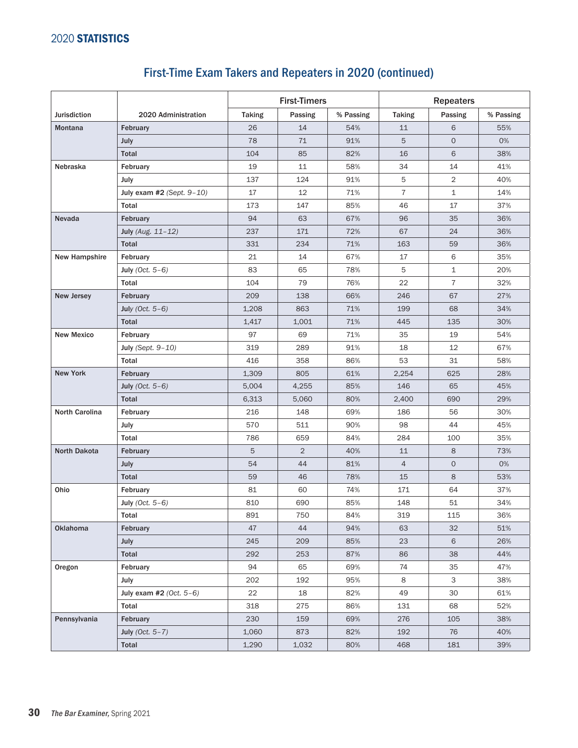## First-Time Exam Takers and Repeaters in 2020 (continued)

| Jurisdiction | 2020 Administration | First-Timers | | | Repeaters | | |
|---|---|---|---|---|---|---|---|
| | | Taking | Passing | % Passing | Taking | Passing | % Passing |
| Montana | February | 26 | 14 | 54% | 11 | 6 | 55% |
| | July | 78 | 71 | 91% | 5 | 0 | 0% |
| | Total | 104 | 85 | 82% | 16 | 6 | 38% |
| Nebraska | February | 19 | 11 | 58% | 34 | 14 | 41% |
| | July | 137 | 124 | 91% | 5 | 2 | 40% |
| | July exam #2 *(Sept. 9–10)* | 17 | 12 | 71% | 7 | 1 | 14% |
| | Total | 173 | 147 | 85% | 46 | 17 | 37% |
| Nevada | February | 94 | 63 | 67% | 96 | 35 | 36% |
| | July *(Aug. 11–12)* | 237 | 171 | 72% | 67 | 24 | 36% |
| | Total | 331 | 234 | 71% | 163 | 59 | 36% |
| New Hampshire | February | 21 | 14 | 67% | 17 | 6 | 35% |
| | July *(Oct. 5–6)* | 83 | 65 | 78% | 5 | 1 | 20% |
| | Total | 104 | 79 | 76% | 22 | 7 | 32% |
| New Jersey | February | 209 | 138 | 66% | 246 | 67 | 27% |
| | July *(Oct. 5–6)* | 1,208 | 863 | 71% | 199 | 68 | 34% |
| | Total | 1,417 | 1,001 | 71% | 445 | 135 | 30% |
| New Mexico | February | 97 | 69 | 71% | 35 | 19 | 54% |
| | July *(Sept. 9–10)* | 319 | 289 | 91% | 18 | 12 | 67% |
| | Total | 416 | 358 | 86% | 53 | 31 | 58% |
| New York | February | 1,309 | 805 | 61% | 2,254 | 625 | 28% |
| | July *(Oct. 5–6)* | 5,004 | 4,255 | 85% | 146 | 65 | 45% |
| | Total | 6,313 | 5,060 | 80% | 2,400 | 690 | 29% |
| North Carolina | February | 216 | 148 | 69% | 186 | 56 | 30% |
| | July | 570 | 511 | 90% | 98 | 44 | 45% |
| | Total | 786 | 659 | 84% | 284 | 100 | 35% |
| North Dakota | February | 5 | 2 | 40% | 11 | 8 | 73% |
| | July | 54 | 44 | 81% | 4 | 0 | 0% |
| | Total | 59 | 46 | 78% | 15 | 8 | 53% |
| Ohio | February | 81 | 60 | 74% | 171 | 64 | 37% |
| | July *(Oct. 5–6)* | 810 | 690 | 85% | 148 | 51 | 34% |
| | Total | 891 | 750 | 84% | 319 | 115 | 36% |
| Oklahoma | February | 47 | 44 | 94% | 63 | 32 | 51% |
| | July | 245 | 209 | 85% | 23 | 6 | 26% |
| | Total | 292 | 253 | 87% | 86 | 38 | 44% |
| Oregon | February | 94 | 65 | 69% | 74 | 35 | 47% |
| | July | 202 | 192 | 95% | 8 | 3 | 38% |
| | July exam #2 *(Oct. 5–6)* | 22 | 18 | 82% | 49 | 30 | 61% |
| | Total | 318 | 275 | 86% | 131 | 68 | 52% |
| Pennsylvania | February | 230 | 159 | 69% | 276 | 105 | 38% |
| | July *(Oct. 5–7)* | 1,060 | 873 | 82% | 192 | 76 | 40% |
| | Total | 1,290 | 1,032 | 80% | 468 | 181 | 39% |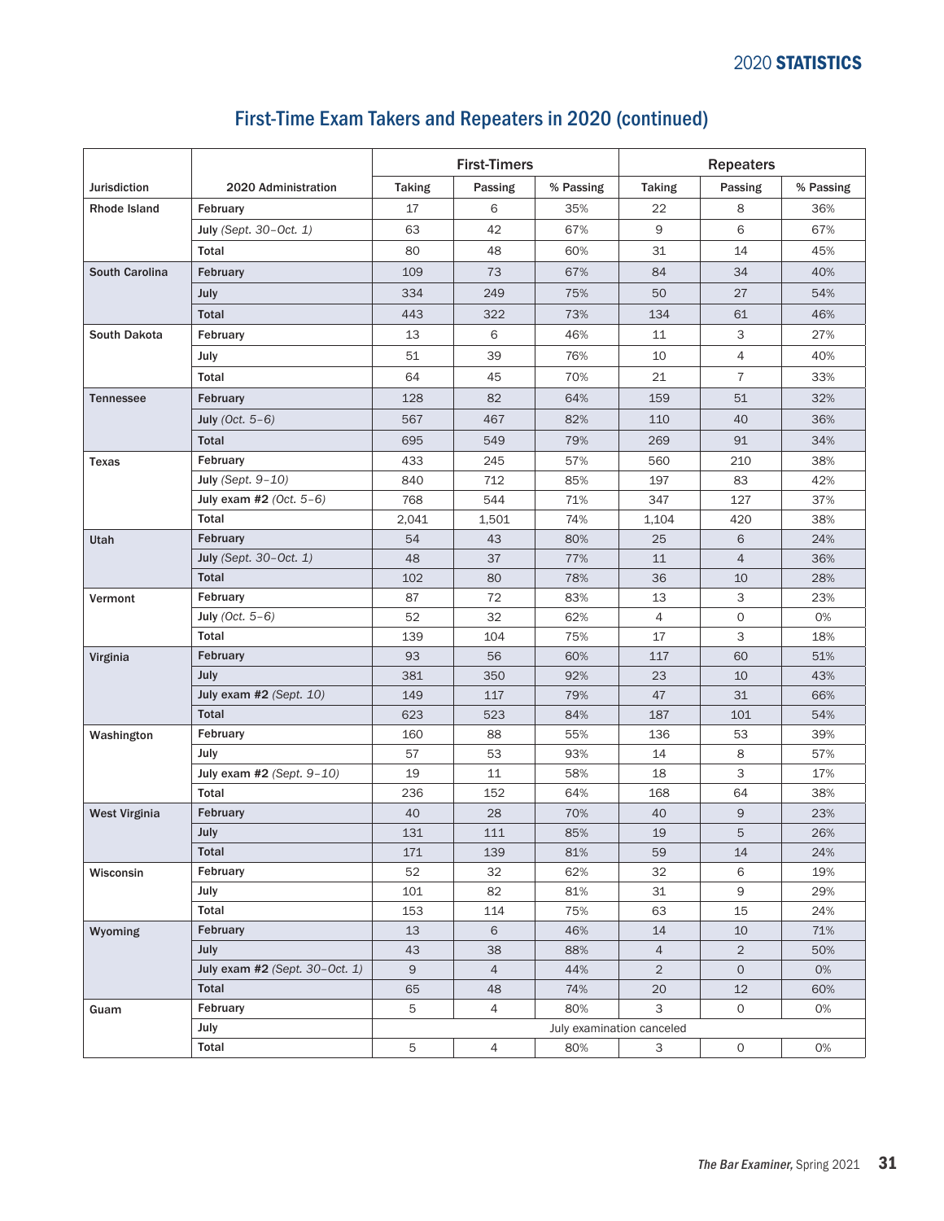## First-Time Exam Takers and Repeaters in 2020 (continued)

| Jurisdiction | 2020 Administration | First-Timers | | | Repeaters | | |
|---|---|---|---|---|---|---|---|
| | | Taking | Passing | % Passing | Taking | Passing | % Passing |
| Rhode Island | February | 17 | 6 | 35% | 22 | 8 | 36% |
| | **July** *(Sept. 30–Oct. 1)* | 63 | 42 | 67% | 9 | 6 | 67% |
| | **Total** | 80 | 48 | 60% | 31 | 14 | 45% |
| South Carolina | February | 109 | 73 | 67% | 84 | 34 | 40% |
| | July | 334 | 249 | 75% | 50 | 27 | 54% |
| | **Total** | 443 | 322 | 73% | 134 | 61 | 46% |
| South Dakota | February | 13 | 6 | 46% | 11 | 3 | 27% |
| | July | 51 | 39 | 76% | 10 | 4 | 40% |
| | **Total** | 64 | 45 | 70% | 21 | 7 | 33% |
| Tennessee | February | 128 | 82 | 64% | 159 | 51 | 32% |
| | **July** *(Oct. 5–6)* | 567 | 467 | 82% | 110 | 40 | 36% |
| | **Total** | 695 | 549 | 79% | 269 | 91 | 34% |
| Texas | February | 433 | 245 | 57% | 560 | 210 | 38% |
| | **July** *(Sept. 9–10)* | 840 | 712 | 85% | 197 | 83 | 42% |
| | **July exam #2** *(Oct. 5–6)* | 768 | 544 | 71% | 347 | 127 | 37% |
| | **Total** | 2,041 | 1,501 | 74% | 1,104 | 420 | 38% |
| Utah | February | 54 | 43 | 80% | 25 | 6 | 24% |
| | **July** *(Sept. 30–Oct. 1)* | 48 | 37 | 77% | 11 | 4 | 36% |
| | **Total** | 102 | 80 | 78% | 36 | 10 | 28% |
| Vermont | February | 87 | 72 | 83% | 13 | 3 | 23% |
| | **July** *(Oct. 5–6)* | 52 | 32 | 62% | 4 | 0 | 0% |
| | **Total** | 139 | 104 | 75% | 17 | 3 | 18% |
| Virginia | February | 93 | 56 | 60% | 117 | 60 | 51% |
| | July | 381 | 350 | 92% | 23 | 10 | 43% |
| | **July exam #2** *(Sept. 10)* | 149 | 117 | 79% | 47 | 31 | 66% |
| | **Total** | 623 | 523 | 84% | 187 | 101 | 54% |
| Washington | February | 160 | 88 | 55% | 136 | 53 | 39% |
| | July | 57 | 53 | 93% | 14 | 8 | 57% |
| | **July exam #2** *(Sept. 9–10)* | 19 | 11 | 58% | 18 | 3 | 17% |
| | **Total** | 236 | 152 | 64% | 168 | 64 | 38% |
| West Virginia | February | 40 | 28 | 70% | 40 | 9 | 23% |
| | July | 131 | 111 | 85% | 19 | 5 | 26% |
| | **Total** | 171 | 139 | 81% | 59 | 14 | 24% |
| Wisconsin | February | 52 | 32 | 62% | 32 | 6 | 19% |
| | July | 101 | 82 | 81% | 31 | 9 | 29% |
| | **Total** | 153 | 114 | 75% | 63 | 15 | 24% |
| Wyoming | February | 13 | 6 | 46% | 14 | 10 | 71% |
| | July | 43 | 38 | 88% | 4 | 2 | 50% |
| | **July exam #2** *(Sept. 30–Oct. 1)* | 9 | 4 | 44% | 2 | 0 | 0% |
| | **Total** | 65 | 48 | 74% | 20 | 12 | 60% |
| Guam | February | 5 | 4 | 80% | 3 | 0 | 0% |
| | July | July examination canceled | | | | | |
| | **Total** | 5 | 4 | 80% | 3 | 0 | 0% |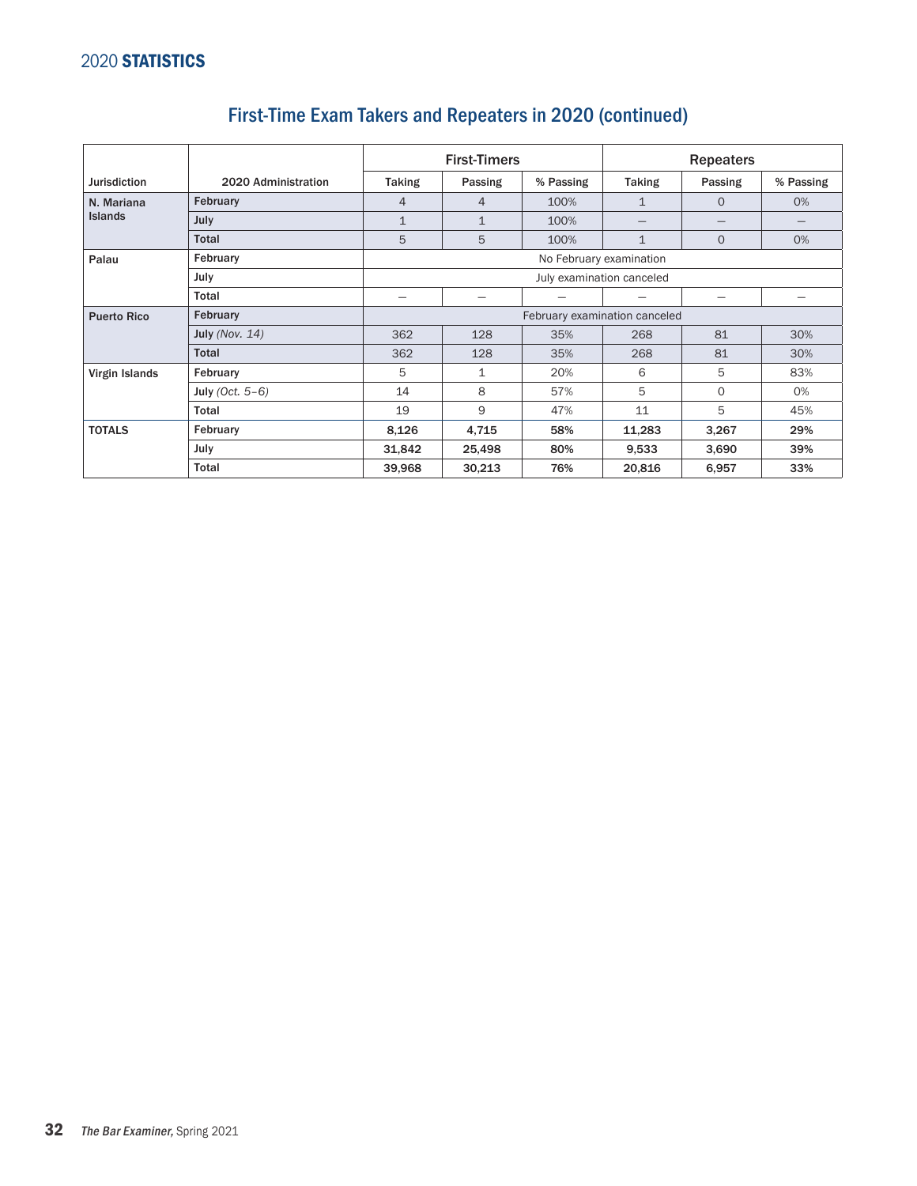## First-Time Exam Takers and Repeaters in 2020 (continued)

| Jurisdiction | 2020 Administration | First-Timers | | | Repeaters | | |
|---|---|---|---|---|---|---|---|
| | | Taking | Passing | % Passing | Taking | Passing | % Passing |
| N. Mariana Islands | February | 4 | 4 | 100% | 1 | 0 | 0% |
| | July | 1 | 1 | 100% | — | — | — |
| | Total | 5 | 5 | 100% | 1 | 0 | 0% |
| Palau | February | No February examination | | | | | |
| | July | July examination canceled | | | | | |
| | Total | — | — | — | — | — | — |
| Puerto Rico | February | February examination canceled | | | | | |
| | July *(Nov. 14)* | 362 | 128 | 35% | 268 | 81 | 30% |
| | Total | 362 | 128 | 35% | 268 | 81 | 30% |
| Virgin Islands | February | 5 | 1 | 20% | 6 | 5 | 83% |
| | July *(Oct. 5–6)* | 14 | 8 | 57% | 5 | 0 | 0% |
| | Total | 19 | 9 | 47% | 11 | 5 | 45% |
| TOTALS | February | **8,126** | **4,715** | **58%** | **11,283** | **3,267** | **29%** |
| | July | **31,842** | **25,498** | **80%** | **9,533** | **3,690** | **39%** |
| | Total | **39,968** | **30,213** | **76%** | **20,816** | **6,957** | **33%** |